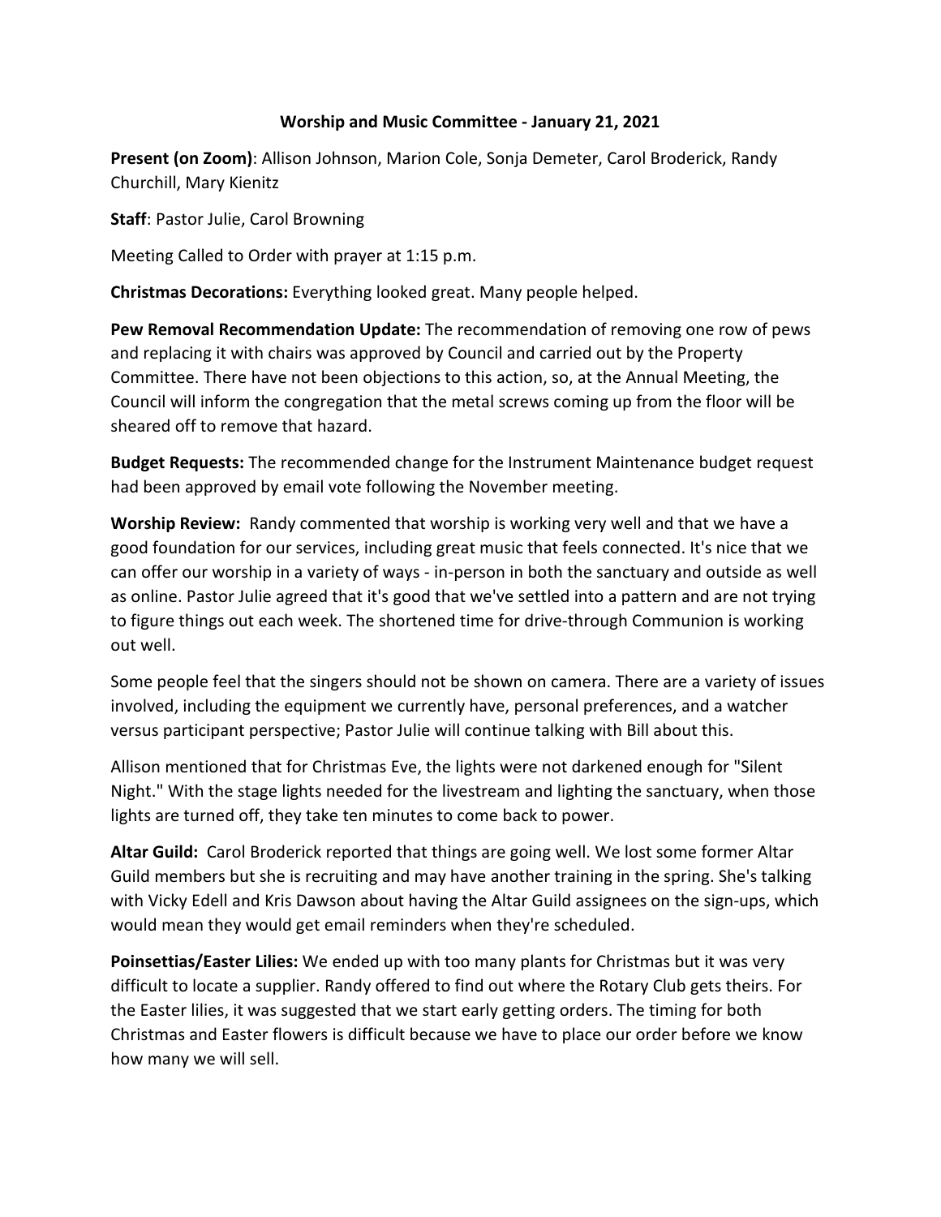# Worship and Music Committee - January 21, 2021

**Present (on Zoom)**: Allison Johnson, Marion Cole, Sonja Demeter, Carol Broderick, Randy Churchill, Mary Kienitz

**Staff**: Pastor Julie, Carol Browning

Meeting Called to Order with prayer at 1:15 p.m.

**Christmas Decorations:** Everything looked great. Many people helped.

**Pew Removal Recommendation Update:** The recommendation of removing one row of pews and replacing it with chairs was approved by Council and carried out by the Property Committee. There have not been objections to this action, so, at the Annual Meeting, the Council will inform the congregation that the metal screws coming up from the floor will be sheared off to remove that hazard.

**Budget Requests:** The recommended change for the Instrument Maintenance budget request had been approved by email vote following the November meeting.

**Worship Review:** Randy commented that worship is working very well and that we have a good foundation for our services, including great music that feels connected. It's nice that we can offer our worship in a variety of ways - in-person in both the sanctuary and outside as well as online. Pastor Julie agreed that it's good that we've settled into a pattern and are not trying to figure things out each week. The shortened time for drive-through Communion is working out well.

Some people feel that the singers should not be shown on camera. There are a variety of issues involved, including the equipment we currently have, personal preferences, and a watcher versus participant perspective; Pastor Julie will continue talking with Bill about this.

Allison mentioned that for Christmas Eve, the lights were not darkened enough for "Silent Night." With the stage lights needed for the livestream and lighting the sanctuary, when those lights are turned off, they take ten minutes to come back to power.

**Altar Guild:** Carol Broderick reported that things are going well. We lost some former Altar Guild members but she is recruiting and may have another training in the spring. She's talking with Vicky Edell and Kris Dawson about having the Altar Guild assignees on the sign-ups, which would mean they would get email reminders when they're scheduled.

**Poinsettias/Easter Lilies:** We ended up with too many plants for Christmas but it was very difficult to locate a supplier. Randy offered to find out where the Rotary Club gets theirs. For the Easter lilies, it was suggested that we start early getting orders. The timing for both Christmas and Easter flowers is difficult because we have to place our order before we know how many we will sell.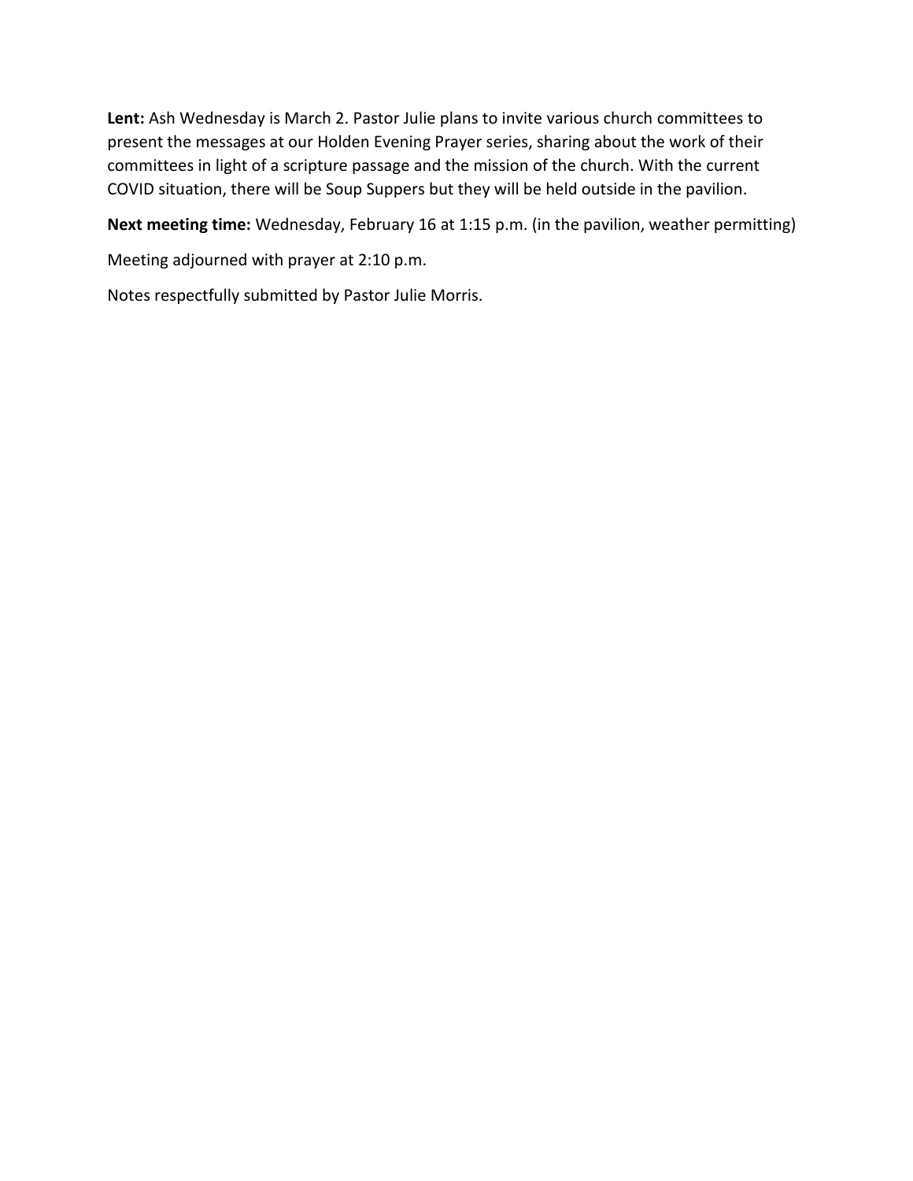**Lent:** Ash Wednesday is March 2. Pastor Julie plans to invite various church committees to present the messages at our Holden Evening Prayer series, sharing about the work of their committees in light of a scripture passage and the mission of the church. With the current COVID situation, there will be Soup Suppers but they will be held outside in the pavilion.

**Next meeting time:** Wednesday, February 16 at 1:15 p.m. (in the pavilion, weather permitting)

Meeting adjourned with prayer at 2:10 p.m.

Notes respectfully submitted by Pastor Julie Morris.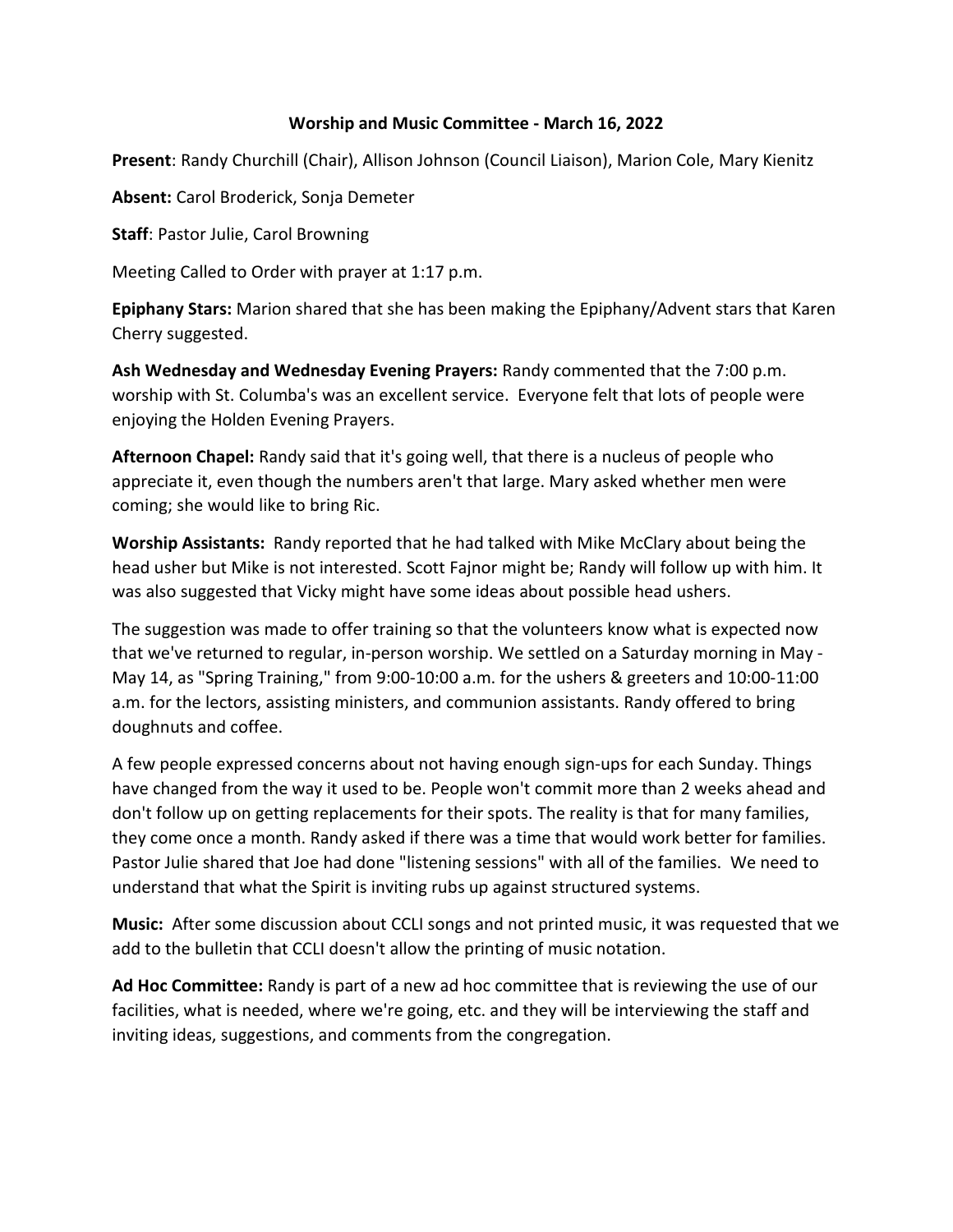**Worship and Music Committee - March 16, 2022**

**Present**: Randy Churchill (Chair), Allison Johnson (Council Liaison), Marion Cole, Mary Kienitz

**Absent:** Carol Broderick, Sonja Demeter

**Staff**: Pastor Julie, Carol Browning

Meeting Called to Order with prayer at 1:17 p.m.

**Epiphany Stars:** Marion shared that she has been making the Epiphany/Advent stars that Karen Cherry suggested.

**Ash Wednesday and Wednesday Evening Prayers:** Randy commented that the 7:00 p.m. worship with St. Columba's was an excellent service. Everyone felt that lots of people were enjoying the Holden Evening Prayers.

**Afternoon Chapel:** Randy said that it's going well, that there is a nucleus of people who appreciate it, even though the numbers aren't that large. Mary asked whether men were coming; she would like to bring Ric.

**Worship Assistants:** Randy reported that he had talked with Mike McClary about being the head usher but Mike is not interested. Scott Fajnor might be; Randy will follow up with him. It was also suggested that Vicky might have some ideas about possible head ushers.

The suggestion was made to offer training so that the volunteers know what is expected now that we've returned to regular, in-person worship. We settled on a Saturday morning in May - May 14, as "Spring Training," from 9:00-10:00 a.m. for the ushers & greeters and 10:00-11:00 a.m. for the lectors, assisting ministers, and communion assistants. Randy offered to bring doughnuts and coffee.

A few people expressed concerns about not having enough sign-ups for each Sunday. Things have changed from the way it used to be. People won't commit more than 2 weeks ahead and don't follow up on getting replacements for their spots. The reality is that for many families, they come once a month. Randy asked if there was a time that would work better for families. Pastor Julie shared that Joe had done "listening sessions" with all of the families. We need to understand that what the Spirit is inviting rubs up against structured systems.

**Music:** After some discussion about CCLI songs and not printed music, it was requested that we add to the bulletin that CCLI doesn't allow the printing of music notation.

**Ad Hoc Committee:** Randy is part of a new ad hoc committee that is reviewing the use of our facilities, what is needed, where we're going, etc. and they will be interviewing the staff and inviting ideas, suggestions, and comments from the congregation.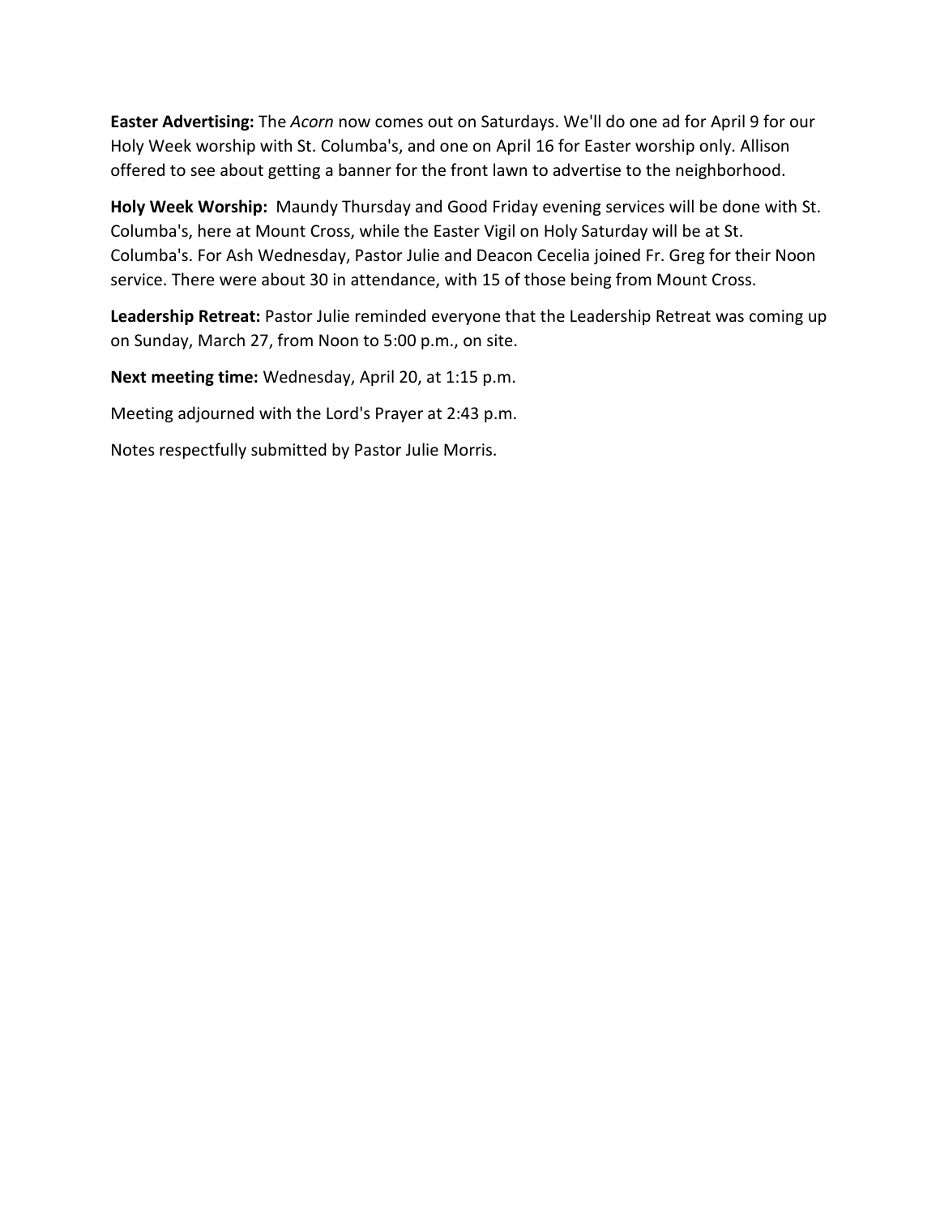**Easter Advertising:** The *Acorn* now comes out on Saturdays. We'll do one ad for April 9 for our Holy Week worship with St. Columba's, and one on April 16 for Easter worship only. Allison offered to see about getting a banner for the front lawn to advertise to the neighborhood.

**Holy Week Worship:** Maundy Thursday and Good Friday evening services will be done with St. Columba's, here at Mount Cross, while the Easter Vigil on Holy Saturday will be at St. Columba's. For Ash Wednesday, Pastor Julie and Deacon Cecelia joined Fr. Greg for their Noon service. There were about 30 in attendance, with 15 of those being from Mount Cross.

**Leadership Retreat:** Pastor Julie reminded everyone that the Leadership Retreat was coming up on Sunday, March 27, from Noon to 5:00 p.m., on site.

**Next meeting time:** Wednesday, April 20, at 1:15 p.m.

Meeting adjourned with the Lord's Prayer at 2:43 p.m.

Notes respectfully submitted by Pastor Julie Morris.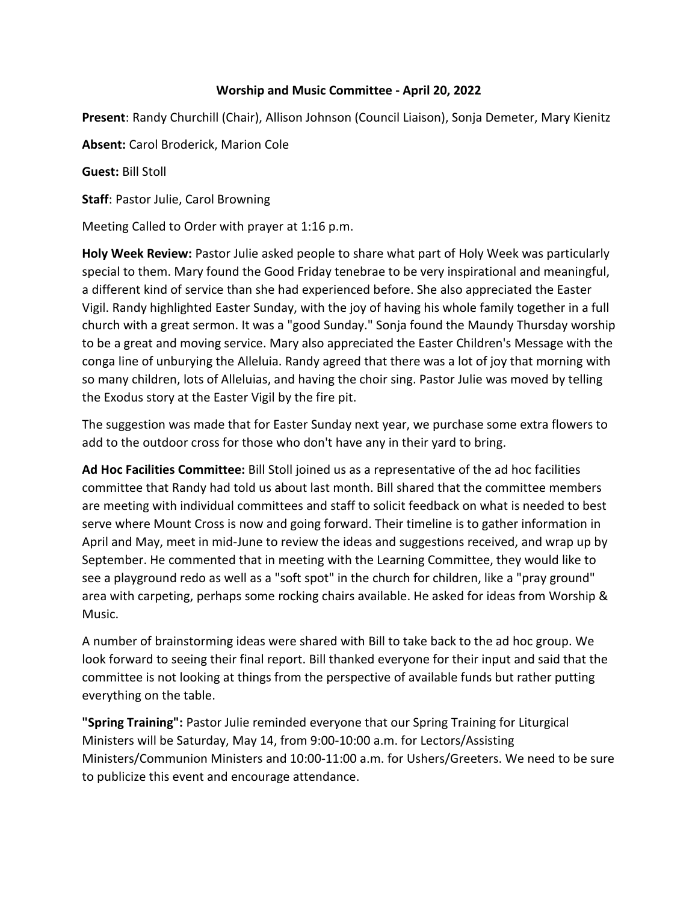**Worship and Music Committee - April 20, 2022**

**Present**: Randy Churchill (Chair), Allison Johnson (Council Liaison), Sonja Demeter, Mary Kienitz

**Absent:** Carol Broderick, Marion Cole

**Guest:** Bill Stoll

**Staff**: Pastor Julie, Carol Browning

Meeting Called to Order with prayer at 1:16 p.m.

**Holy Week Review:** Pastor Julie asked people to share what part of Holy Week was particularly special to them. Mary found the Good Friday tenebrae to be very inspirational and meaningful, a different kind of service than she had experienced before. She also appreciated the Easter Vigil. Randy highlighted Easter Sunday, with the joy of having his whole family together in a full church with a great sermon. It was a "good Sunday." Sonja found the Maundy Thursday worship to be a great and moving service. Mary also appreciated the Easter Children's Message with the conga line of unburying the Alleluia. Randy agreed that there was a lot of joy that morning with so many children, lots of Alleluias, and having the choir sing. Pastor Julie was moved by telling the Exodus story at the Easter Vigil by the fire pit.

The suggestion was made that for Easter Sunday next year, we purchase some extra flowers to add to the outdoor cross for those who don't have any in their yard to bring.

**Ad Hoc Facilities Committee:** Bill Stoll joined us as a representative of the ad hoc facilities committee that Randy had told us about last month. Bill shared that the committee members are meeting with individual committees and staff to solicit feedback on what is needed to best serve where Mount Cross is now and going forward. Their timeline is to gather information in April and May, meet in mid-June to review the ideas and suggestions received, and wrap up by September. He commented that in meeting with the Learning Committee, they would like to see a playground redo as well as a "soft spot" in the church for children, like a "pray ground" area with carpeting, perhaps some rocking chairs available. He asked for ideas from Worship & Music.

A number of brainstorming ideas were shared with Bill to take back to the ad hoc group. We look forward to seeing their final report. Bill thanked everyone for their input and said that the committee is not looking at things from the perspective of available funds but rather putting everything on the table.

**"Spring Training":** Pastor Julie reminded everyone that our Spring Training for Liturgical Ministers will be Saturday, May 14, from 9:00-10:00 a.m. for Lectors/Assisting Ministers/Communion Ministers and 10:00-11:00 a.m. for Ushers/Greeters. We need to be sure to publicize this event and encourage attendance.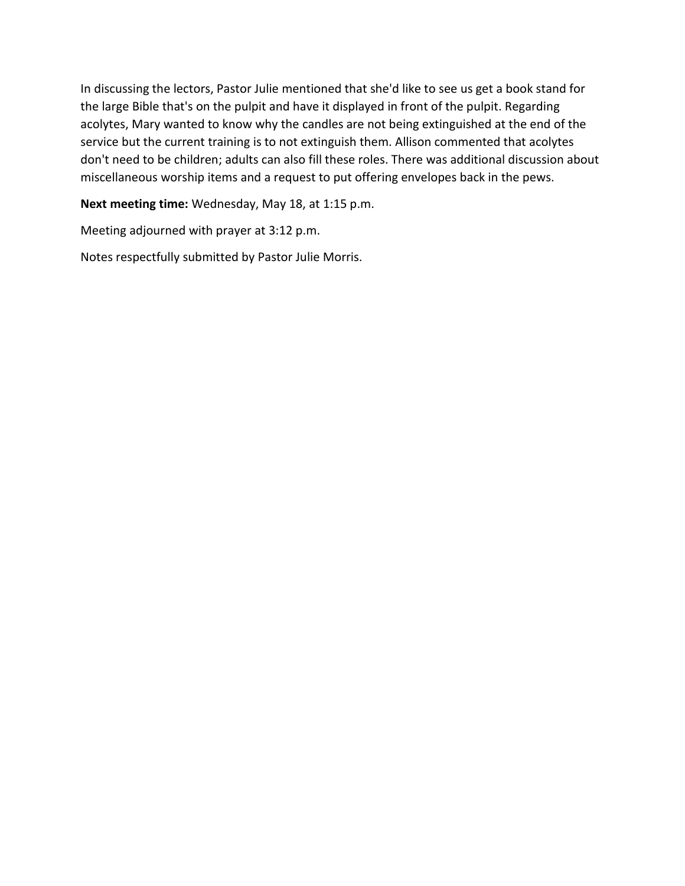In discussing the lectors, Pastor Julie mentioned that she'd like to see us get a book stand for the large Bible that's on the pulpit and have it displayed in front of the pulpit. Regarding acolytes, Mary wanted to know why the candles are not being extinguished at the end of the service but the current training is to not extinguish them. Allison commented that acolytes don't need to be children; adults can also fill these roles. There was additional discussion about miscellaneous worship items and a request to put offering envelopes back in the pews.

**Next meeting time:** Wednesday, May 18, at 1:15 p.m.

Meeting adjourned with prayer at 3:12 p.m.

Notes respectfully submitted by Pastor Julie Morris.